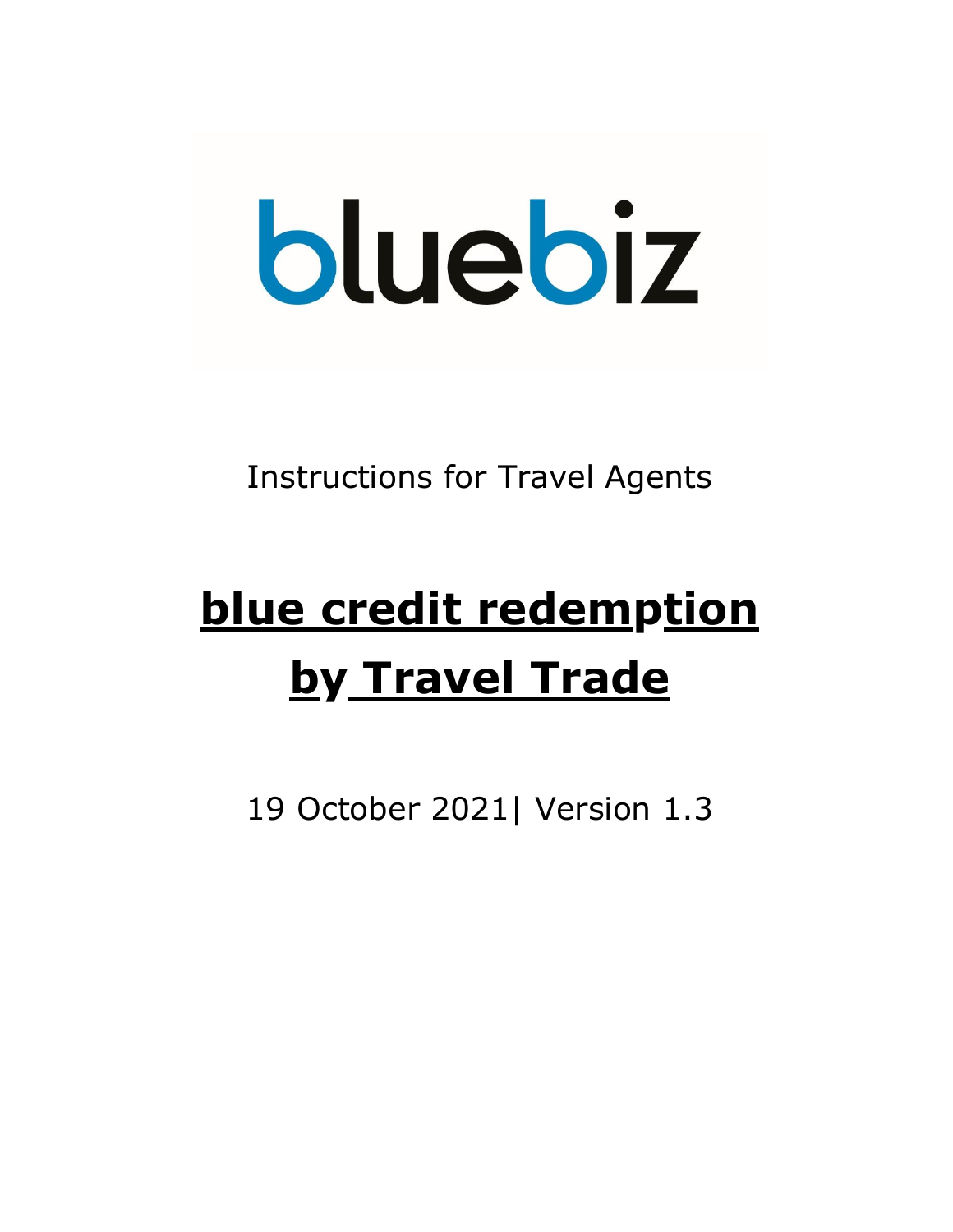bluebiz

Instructions for Travel Agents

# blue credit redemption by Travel Trade

19 October 2021| Version 1.3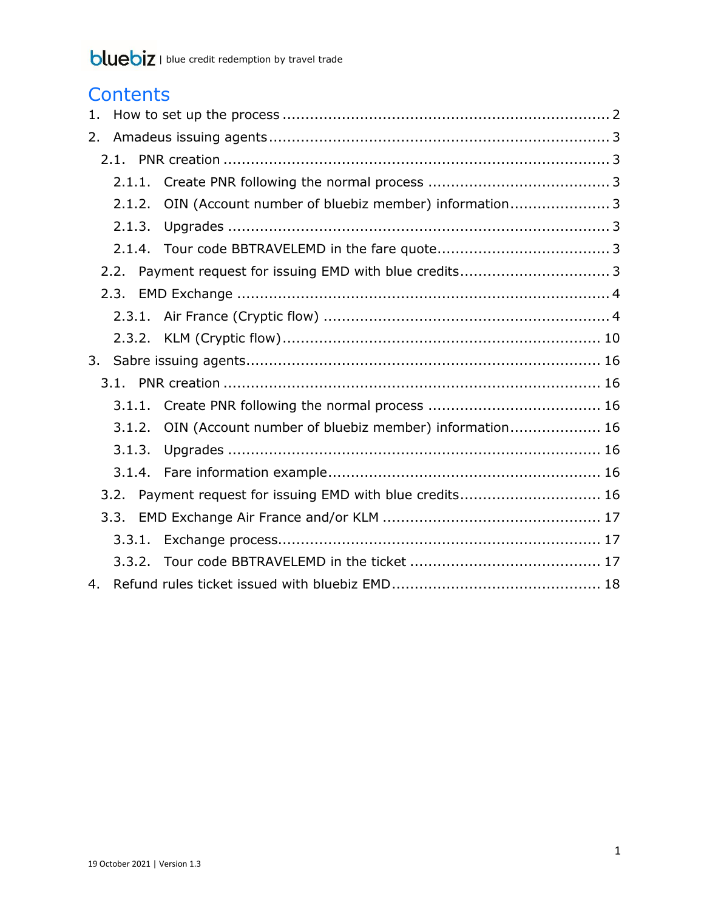# Contents

1. How to set up the process ........................................................................ 2
2. Amadeus issuing agents ........................................................................ 3
   - 2.1. PNR creation ........................................................................ 3
     - 2.1.1. Create PNR following the normal process ........................................ 3
     - 2.1.2. OIN (Account number of bluebiz member) information ........................ 3
     - 2.1.3. Upgrades ........................................................................ 3
     - 2.1.4. Tour code BBTRAVELEMD in the fare quote ........................................ 3
   - 2.2. Payment request for issuing EMD with blue credits ................................ 3
   - 2.3. EMD Exchange ........................................................................ 4
     - 2.3.1. Air France (Cryptic flow) ........................................................ 4
     - 2.3.2. KLM (Cryptic flow) ........................................................ 10
3. Sabre issuing agents ........................................................................ 16
   - 3.1. PNR creation ........................................................................ 16
     - 3.1.1. Create PNR following the normal process ........................................ 16
     - 3.1.2. OIN (Account number of bluebiz member) information ........................ 16
     - 3.1.3. Upgrades ........................................................................ 16
     - 3.1.4. Fare information example ........................................................ 16
   - 3.2. Payment request for issuing EMD with blue credits ................................ 16
   - 3.3. EMD Exchange Air France and/or KLM ................................................ 17
     - 3.3.1. Exchange process ........................................................ 17
     - 3.3.2. Tour code BBTRAVELEMD in the ticket ........................................ 17
4. Refund rules ticket issued with bluebiz EMD ................................................ 18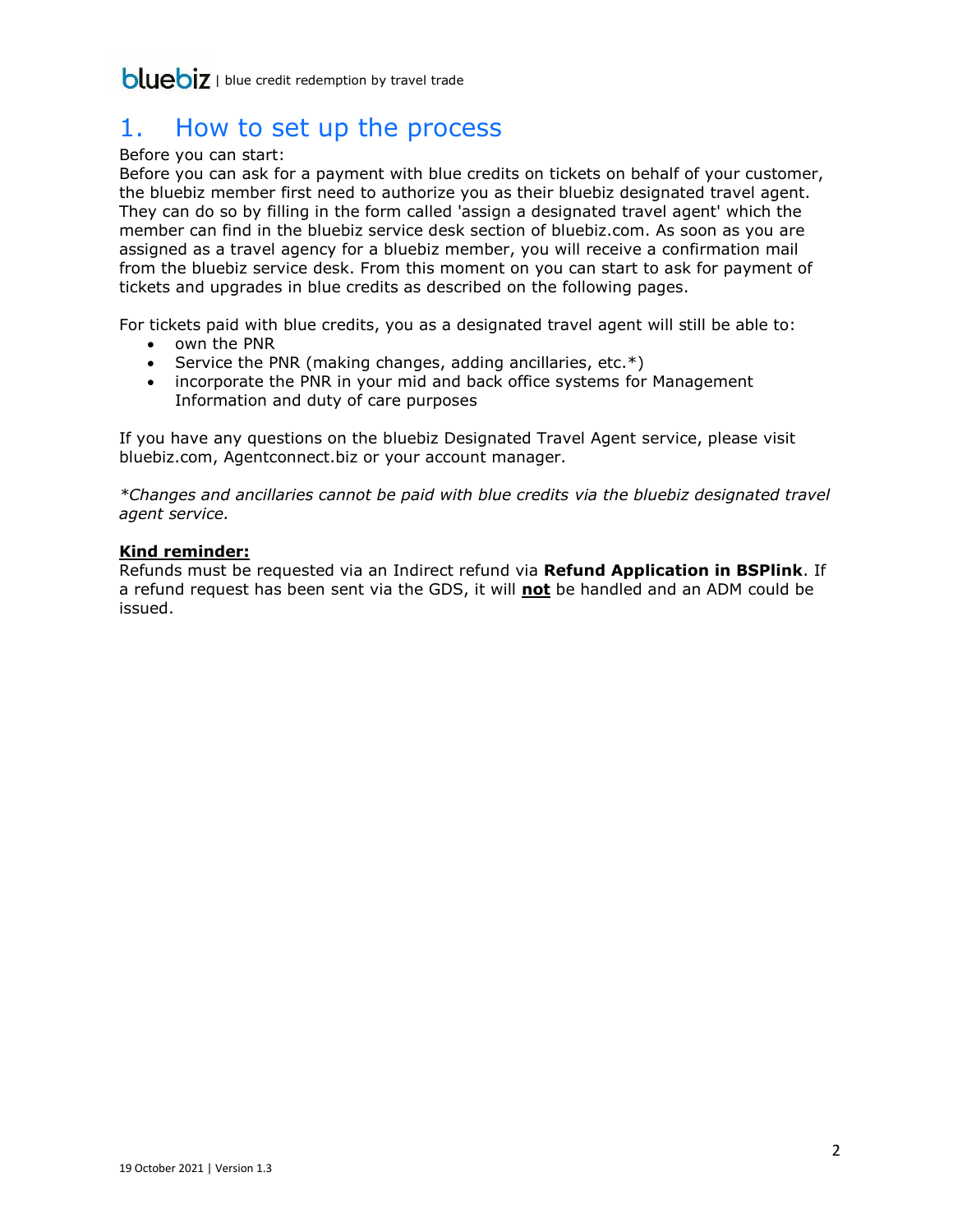# 1. How to set up the process

Before you can start:
Before you can ask for a payment with blue credits on tickets on behalf of your customer, the bluebiz member first need to authorize you as their bluebiz designated travel agent. They can do so by filling in the form called 'assign a designated travel agent' which the member can find in the bluebiz service desk section of bluebiz.com. As soon as you are assigned as a travel agency for a bluebiz member, you will receive a confirmation mail from the bluebiz service desk. From this moment on you can start to ask for payment of tickets and upgrades in blue credits as described on the following pages.

For tickets paid with blue credits, you as a designated travel agent will still be able to:

- own the PNR
- Service the PNR (making changes, adding ancillaries, etc.*)
- incorporate the PNR in your mid and back office systems for Management Information and duty of care purposes

If you have any questions on the bluebiz Designated Travel Agent service, please visit bluebiz.com, Agentconnect.biz or your account manager.

*\*Changes and ancillaries cannot be paid with blue credits via the bluebiz designated travel agent service.*

**<u>Kind reminder:</u>**
Refunds must be requested via an Indirect refund via **Refund Application in BSPlink**. If a refund request has been sent via the GDS, it will **<u>not</u>** be handled and an ADM could be issued.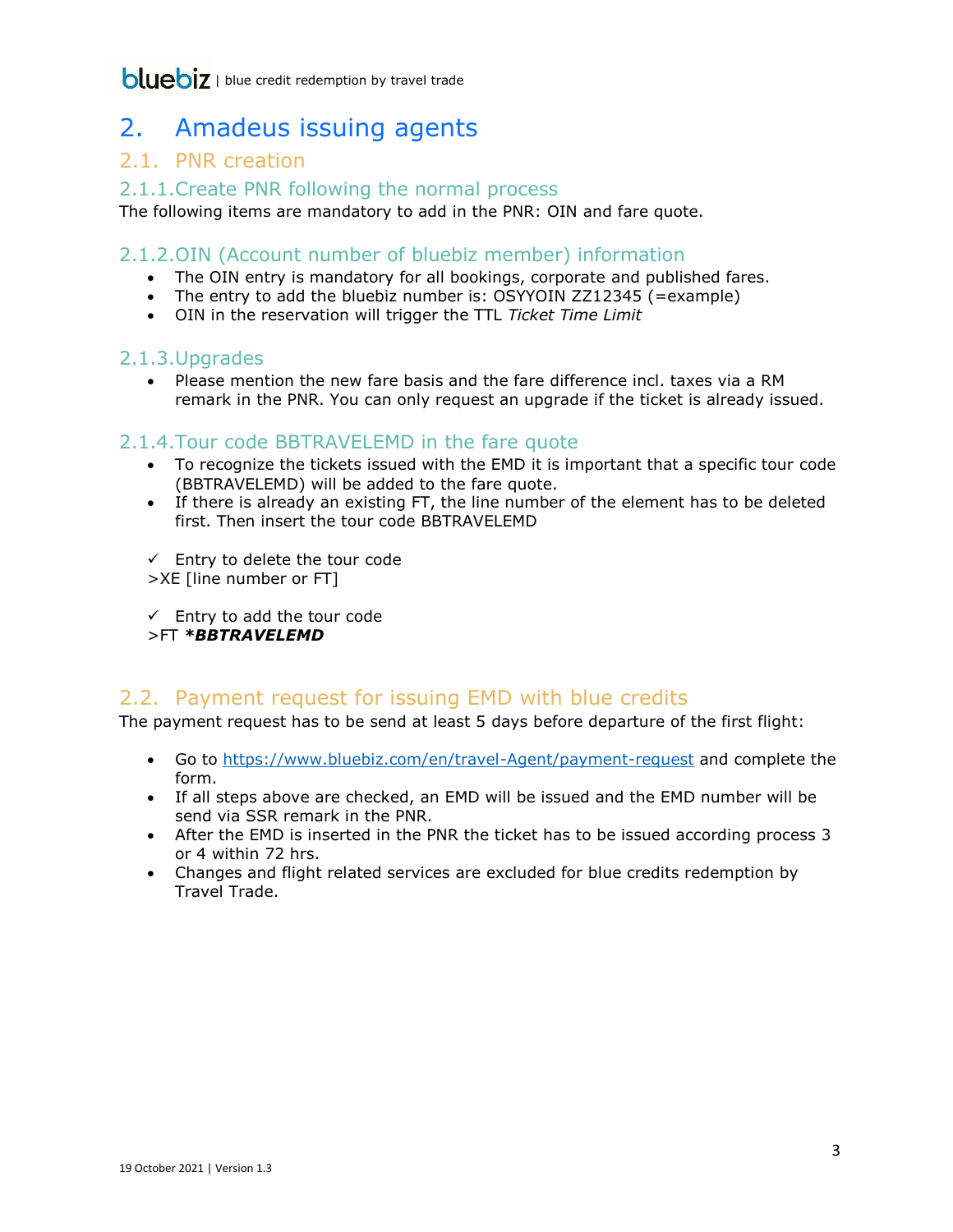# 2. Amadeus issuing agents

## 2.1. PNR creation

### 2.1.1. Create PNR following the normal process

The following items are mandatory to add in the PNR: OIN and fare quote.

### 2.1.2. OIN (Account number of bluebiz member) information

- The OIN entry is mandatory for all bookings, corporate and published fares.
- The entry to add the bluebiz number is: OSYYOIN ZZ12345 (=example)
- OIN in the reservation will trigger the TTL *Ticket Time Limit*

### 2.1.3. Upgrades

- Please mention the new fare basis and the fare difference incl. taxes via a RM remark in the PNR. You can only request an upgrade if the ticket is already issued.

### 2.1.4. Tour code BBTRAVELEMD in the fare quote

- To recognize the tickets issued with the EMD it is important that a specific tour code (BBTRAVELEMD) will be added to the fare quote.
- If there is already an existing FT, the line number of the element has to be deleted first. Then insert the tour code BBTRAVELEMD

✓ Entry to delete the tour code
>XE [line number or FT]

✓ Entry to add the tour code
>FT ***BBTRAVELEMD***

## 2.2. Payment request for issuing EMD with blue credits

The payment request has to be send at least 5 days before departure of the first flight:

- Go to [https://www.bluebiz.com/en/travel-Agent/payment-request](https://www.bluebiz.com/en/travel-Agent/payment-request) and complete the form.
- If all steps above are checked, an EMD will be issued and the EMD number will be send via SSR remark in the PNR.
- After the EMD is inserted in the PNR the ticket has to be issued according process 3 or 4 within 72 hrs.
- Changes and flight related services are excluded for blue credits redemption by Travel Trade.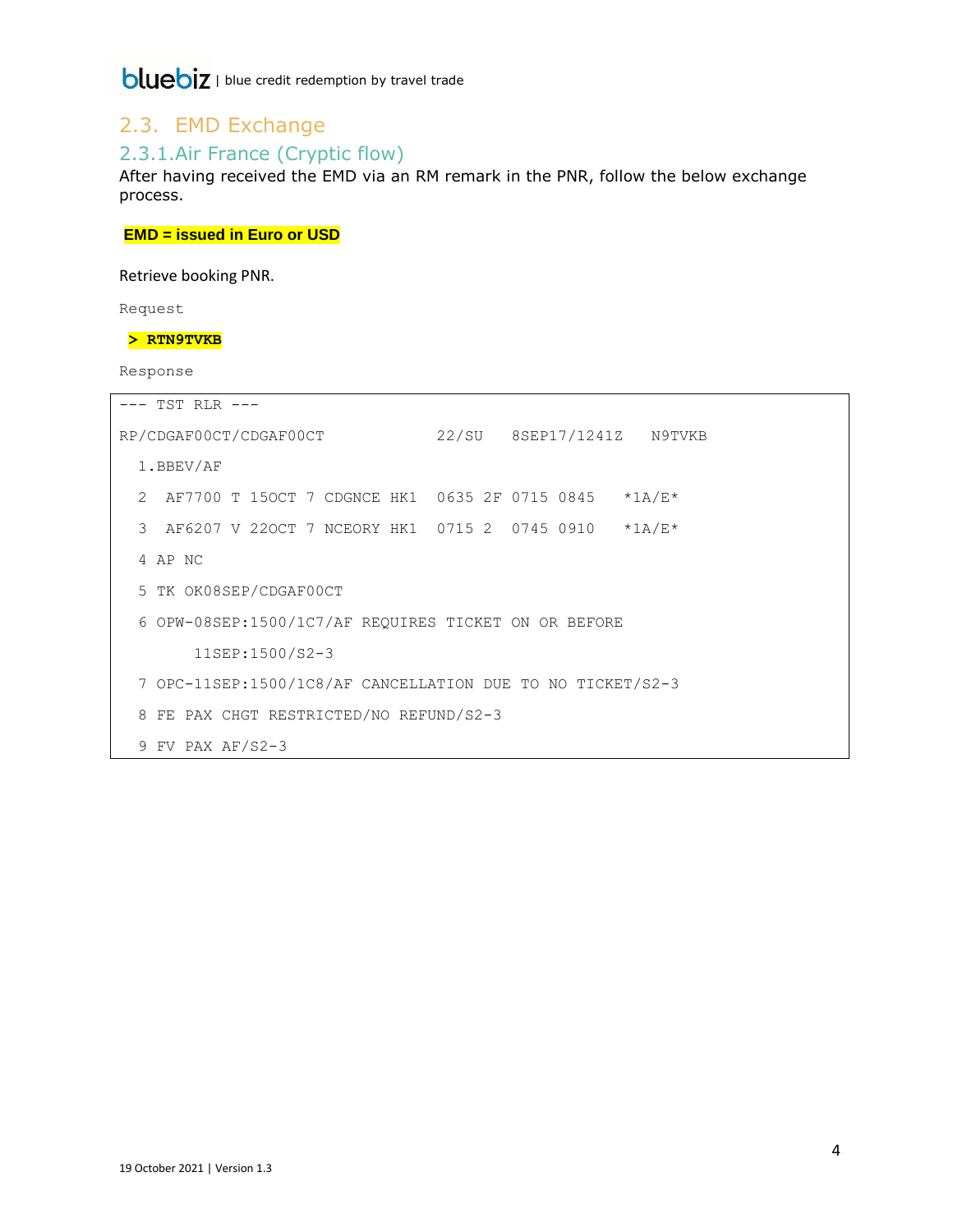## 2.3. EMD Exchange

### 2.3.1. Air France (Cryptic flow)

After having received the EMD via an RM remark in the PNR, follow the below exchange process.

**EMD = issued in Euro or USD**

Retrieve booking PNR.

Request

**> RTN9TVKB**

Response

```
--- TST RLR ---
RP/CDGAF00CT/CDGAF00CT            22/SU   8SEP17/1241Z   N9TVKB
  1.BBEV/AF
  2  AF7700 T 15OCT 7 CDGNCE HK1  0635 2F 0715 0845   *1A/E*
  3  AF6207 V 22OCT 7 NCEORY HK1  0715 2  0745 0910   *1A/E*
  4 AP NC
  5 TK OK08SEP/CDGAF00CT
  6 OPW-08SEP:1500/1C7/AF REQUIRES TICKET ON OR BEFORE
        11SEP:1500/S2-3
  7 OPC-11SEP:1500/1C8/AF CANCELLATION DUE TO NO TICKET/S2-3
  8 FE PAX CHGT RESTRICTED/NO REFUND/S2-3
  9 FV PAX AF/S2-3
```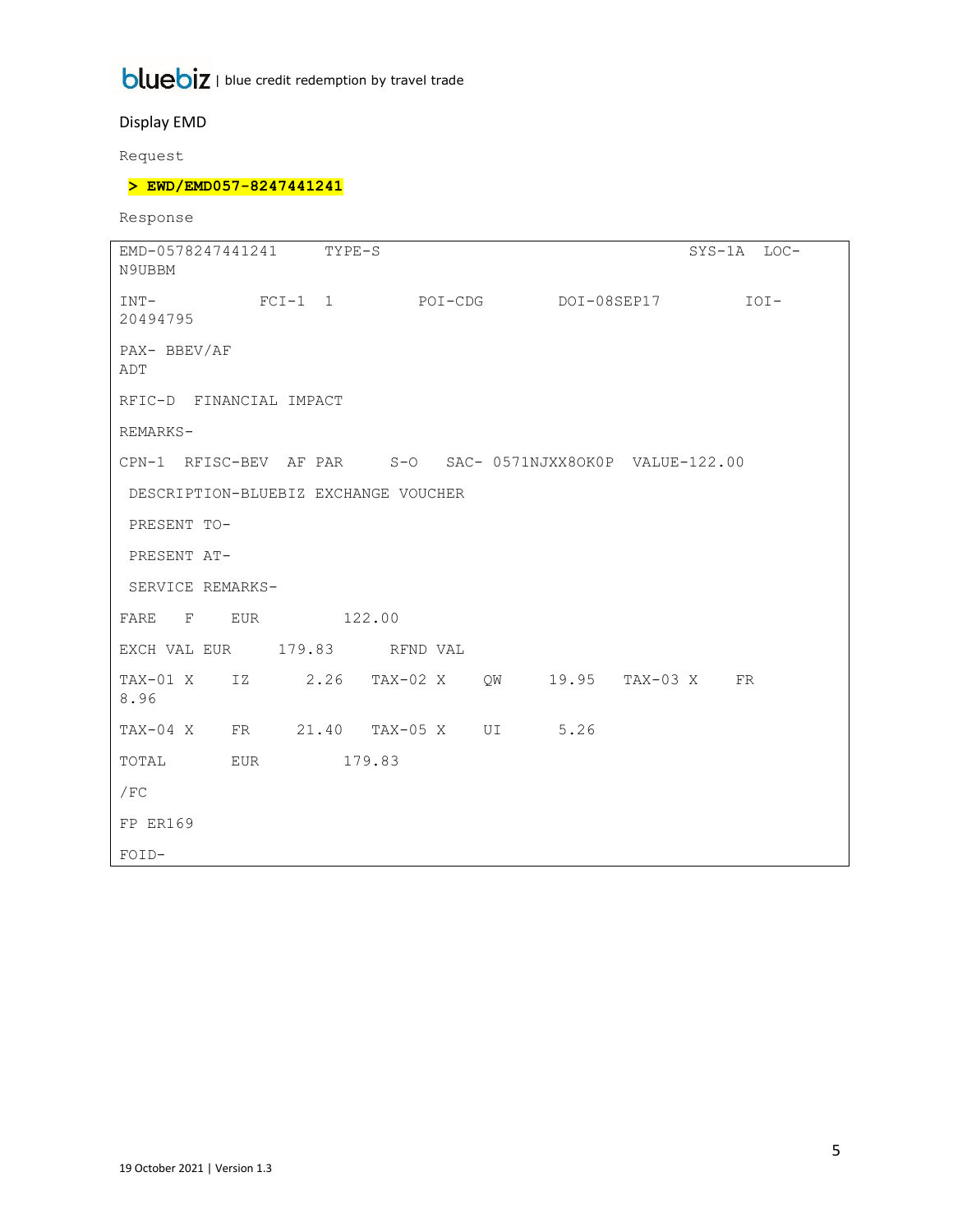## Display EMD

Request

```
> EWD/EMD057-8247441241
```

Response

```
EMD-0578247441241     TYPE-S                                          SYS-1A   LOC-
N9UBBM

INT-            FCI-1  1         POI-CDG        DOI-08SEP17          IOI-
20494795

PAX- BBEV/AF
ADT

RFIC-D  FINANCIAL IMPACT

REMARKS-

CPN-1  RFISC-BEV  AF PAR     S-O   SAC- 0571NJXX8OK0P  VALUE-122.00

 DESCRIPTION-BLUEBIZ EXCHANGE VOUCHER

 PRESENT TO-

 PRESENT AT-

 SERVICE REMARKS-

FARE   F    EUR         122.00

EXCH VAL EUR     179.83       RFND VAL

TAX-01 X    IZ      2.26   TAX-02 X    QW     19.95   TAX-03 X    FR
8.96

TAX-04 X    FR     21.40   TAX-05 X    UI      5.26

TOTAL       EUR         179.83

/FC

FP ER169

FOID-
```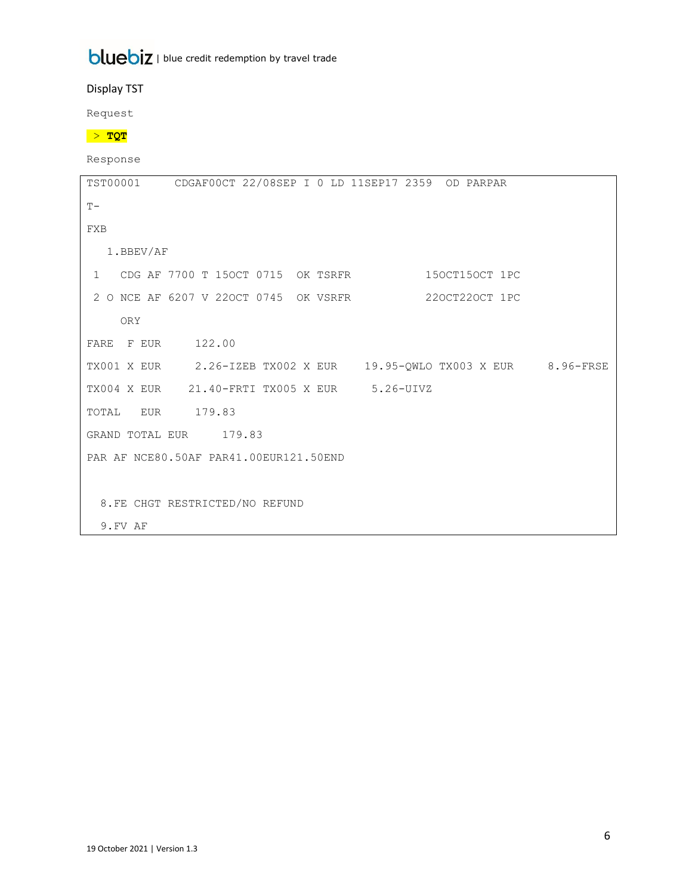Display TST

Request

```
> TQT
```

Response

```
TST00001     CDGAF00CT 22/08SEP I 0 LD 11SEP17 2359   OD PARPAR
T-
FXB
   1.BBEV/AF
 1    CDG AF 7700 T 15OCT 0715   OK TSRFR           15OCT15OCT 1PC
 2 O NCE AF 6207 V 22OCT 0745   OK VSRFR           22OCT22OCT 1PC
     ORY
FARE   F EUR      122.00
TX001 X EUR      2.26-IZEB TX002 X EUR    19.95-QWLO TX003 X EUR     8.96-FRSE
TX004 X EUR     21.40-FRTI TX005 X EUR     5.26-UIVZ
TOTAL   EUR      179.83
GRAND TOTAL EUR      179.83
PAR AF NCE80.50AF PAR41.00EUR121.50END


  8.FE CHGT RESTRICTED/NO REFUND
  9.FV AF
```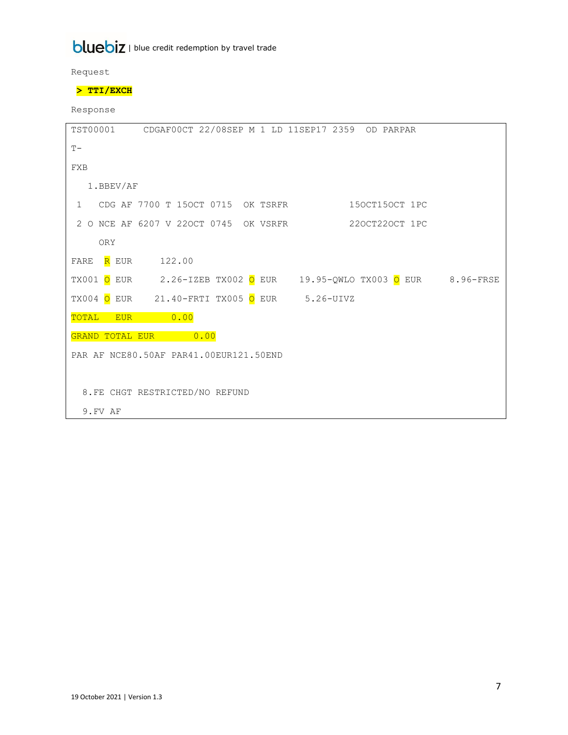Request

**> TTI/EXCH**

Response

```
TST00001     CDGAF0OCT 22/08SEP M 1 LD 11SEP17 2359   OD PARPAR
T-
FXB
   1.BBEV/AF
 1   CDG AF 7700 T 15OCT 0715   OK TSRFR          15OCT15OCT 1PC
 2 O NCE AF 6207 V 22OCT 0745   OK VSRFR          22OCT22OCT 1PC
     ORY
FARE  R EUR      122.00
TX001 O EUR      2.26-IZEB TX002 O EUR    19.95-QWLO TX003 O EUR     8.96-FRSE
TX004 O EUR     21.40-FRTI TX005 O EUR     5.26-UIVZ
TOTAL   EUR        0.00
GRAND TOTAL EUR        0.00
PAR AF NCE80.50AF PAR41.00EUR121.50END


  8.FE CHGT RESTRICTED/NO REFUND
  9.FV AF
```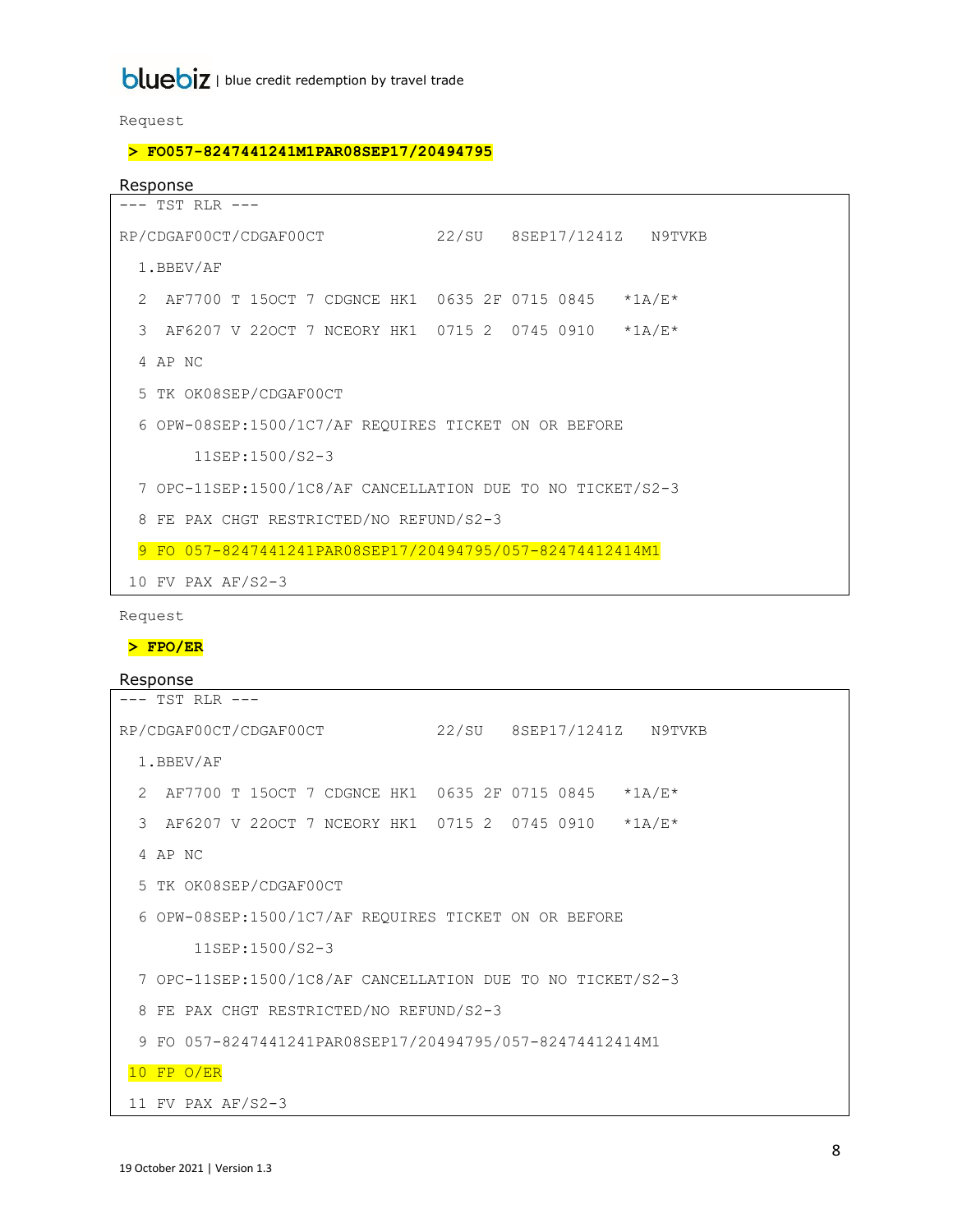Request

**> FO057-8247441241M1PAR08SEP17/20494795**

Response

```
--- TST RLR ---
RP/CDGAF00CT/CDGAF00CT            22/SU   8SEP17/1241Z   N9TVKB
  1.BBEV/AF
  2  AF7700 T 15OCT 7 CDGNCE HK1  0635 2F 0715 0845   *1A/E*
  3  AF6207 V 22OCT 7 NCEORY HK1  0715 2  0745 0910   *1A/E*
  4 AP NC
  5 TK OK08SEP/CDGAF00CT
  6 OPW-08SEP:1500/1C7/AF REQUIRES TICKET ON OR BEFORE
        11SEP:1500/S2-3
  7 OPC-11SEP:1500/1C8/AF CANCELLATION DUE TO NO TICKET/S2-3
  8 FE PAX CHGT RESTRICTED/NO REFUND/S2-3
  9 FO 057-8247441241PAR08SEP17/20494795/057-82474412414M1
 10 FV PAX AF/S2-3
```

Request

**> FPO/ER**

Response

```
--- TST RLR ---
RP/CDGAF00CT/CDGAF00CT            22/SU   8SEP17/1241Z   N9TVKB
  1.BBEV/AF
  2  AF7700 T 15OCT 7 CDGNCE HK1  0635 2F 0715 0845   *1A/E*
  3  AF6207 V 22OCT 7 NCEORY HK1  0715 2  0745 0910   *1A/E*
  4 AP NC
  5 TK OK08SEP/CDGAF00CT
  6 OPW-08SEP:1500/1C7/AF REQUIRES TICKET ON OR BEFORE
        11SEP:1500/S2-3
  7 OPC-11SEP:1500/1C8/AF CANCELLATION DUE TO NO TICKET/S2-3
  8 FE PAX CHGT RESTRICTED/NO REFUND/S2-3
  9 FO 057-8247441241PAR08SEP17/20494795/057-82474412414M1
 10 FP O/ER
 11 FV PAX AF/S2-3
```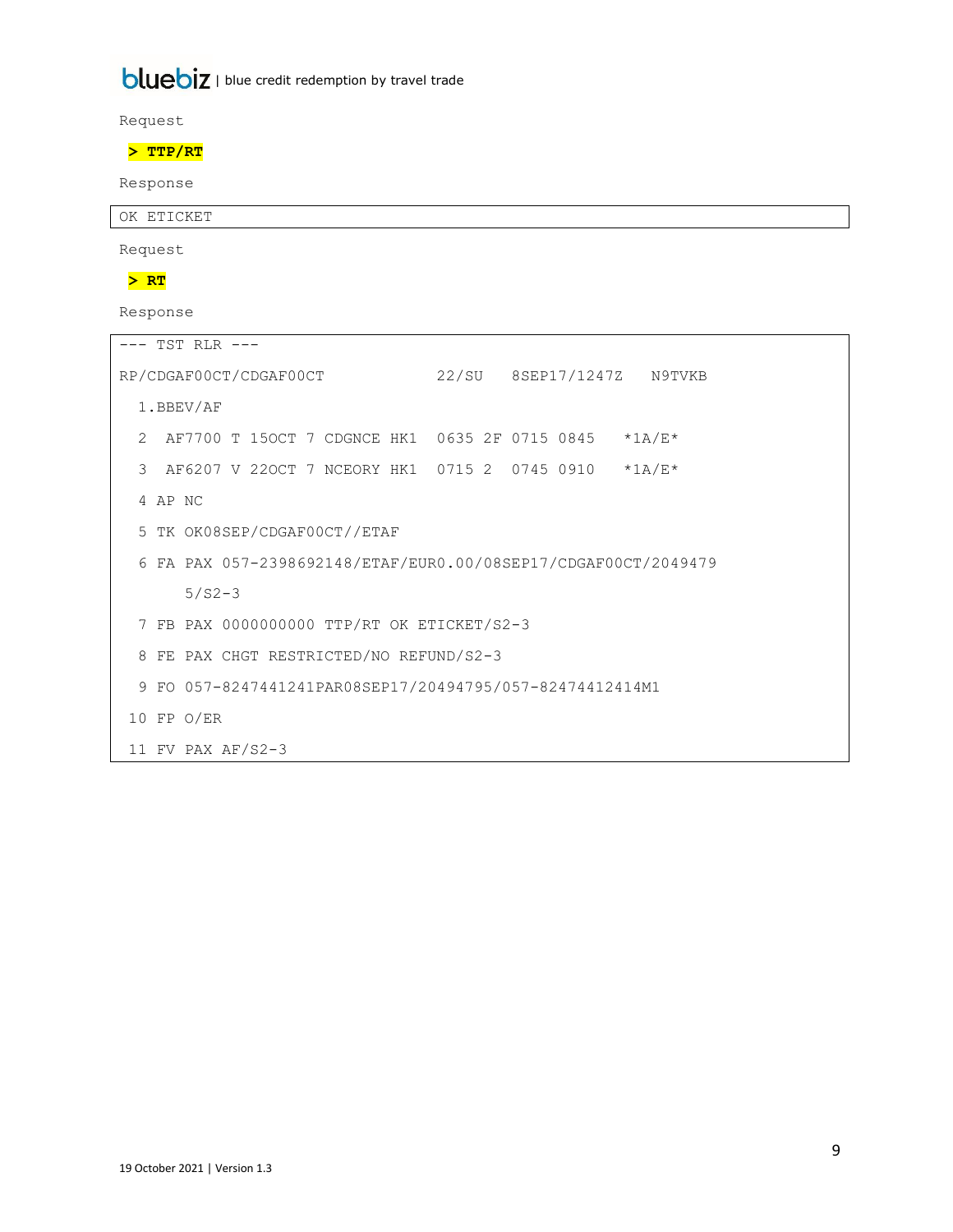Request

**> TTP/RT**

Response

```
OK ETICKET
```

Request

**> RT**

Response

```
--- TST RLR ---
RP/CDGAF00CT/CDGAF00CT            22/SU   8SEP17/1247Z   N9TVKB
  1.BBEV/AF
  2  AF7700 T 15OCT 7 CDGNCE HK1  0635 2F 0715 0845   *1A/E*
  3  AF6207 V 22OCT 7 NCEORY HK1  0715 2  0745 0910   *1A/E*
  4 AP NC
  5 TK OK08SEP/CDGAF00CT//ETAF
  6 FA PAX 057-2398692148/ETAF/EUR0.00/08SEP17/CDGAF00CT/2049479
       5/S2-3
  7 FB PAX 0000000000 TTP/RT OK ETICKET/S2-3
  8 FE PAX CHGT RESTRICTED/NO REFUND/S2-3
  9 FO 057-8247441241PAR08SEP17/20494795/057-82474412414M1
 10 FP O/ER
 11 FV PAX AF/S2-3
```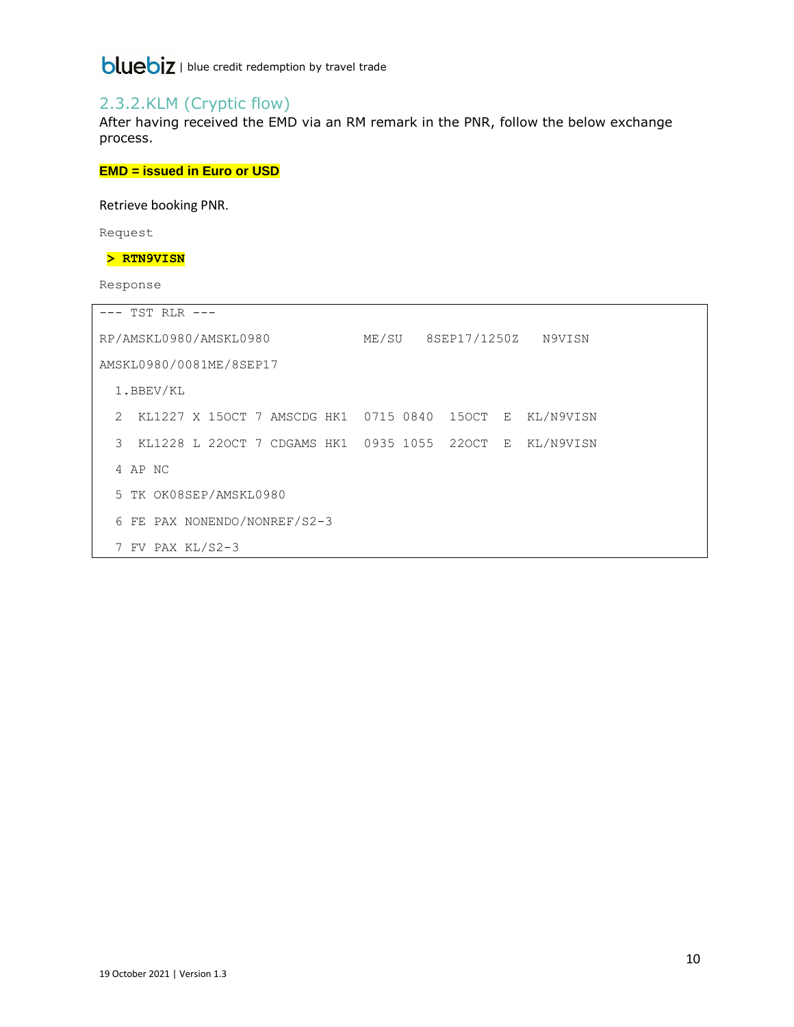### 2.3.2.KLM (Cryptic flow)

After having received the EMD via an RM remark in the PNR, follow the below exchange process.

**EMD = issued in Euro or USD**

Retrieve booking PNR.

Request

**> RTN9VISN**

Response

```
--- TST RLR ---
RP/AMSKL0980/AMSKL0980            ME/SU   8SEP17/1250Z   N9VISN
AMSKL0980/0081ME/8SEP17
  1.BBEV/KL
  2  KL1227 X 15OCT 7 AMSCDG HK1  0715 0840  15OCT  E  KL/N9VISN
  3  KL1228 L 22OCT 7 CDGAMS HK1  0935 1055  22OCT  E  KL/N9VISN
  4 AP NC
  5 TK OK08SEP/AMSKL0980
  6 FE PAX NONENDO/NONREF/S2-3
  7 FV PAX KL/S2-3
```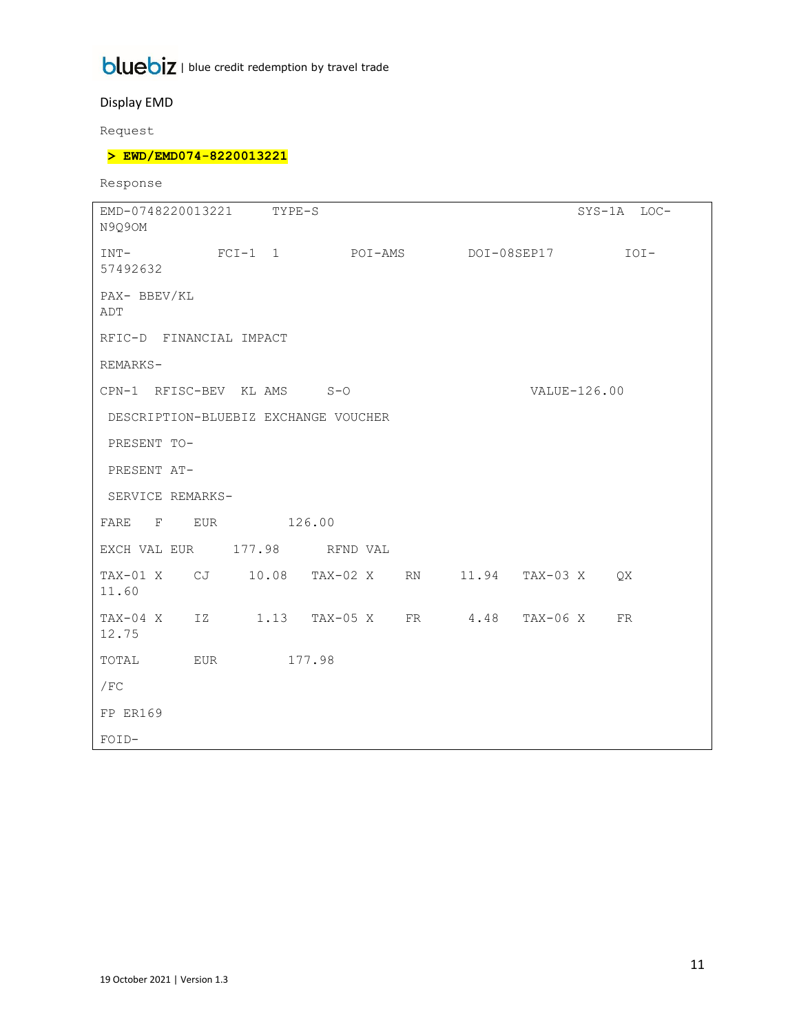## Display EMD

Request

```
> EWD/EMD074-8220013221
```

Response

```
EMD-0748220013221     TYPE-S                                    SYS-1A  LOC-
N9Q9OM

INT-          FCI-1  1         POI-AMS        DOI-08SEP17         IOI-
57492632

PAX- BBEV/KL
ADT

RFIC-D  FINANCIAL IMPACT

REMARKS-

CPN-1  RFISC-BEV  KL AMS     S-O                         VALUE-126.00

 DESCRIPTION-BLUEBIZ EXCHANGE VOUCHER

 PRESENT TO-

 PRESENT AT-

 SERVICE REMARKS-

FARE   F    EUR         126.00

EXCH VAL EUR     177.98      RFND VAL

TAX-01 X    CJ     10.08   TAX-02 X    RN     11.94   TAX-03 X    QX
11.60

TAX-04 X    IZ      1.13   TAX-05 X    FR      4.48   TAX-06 X    FR
12.75

TOTAL       EUR         177.98

/FC

FP ER169

FOID-
```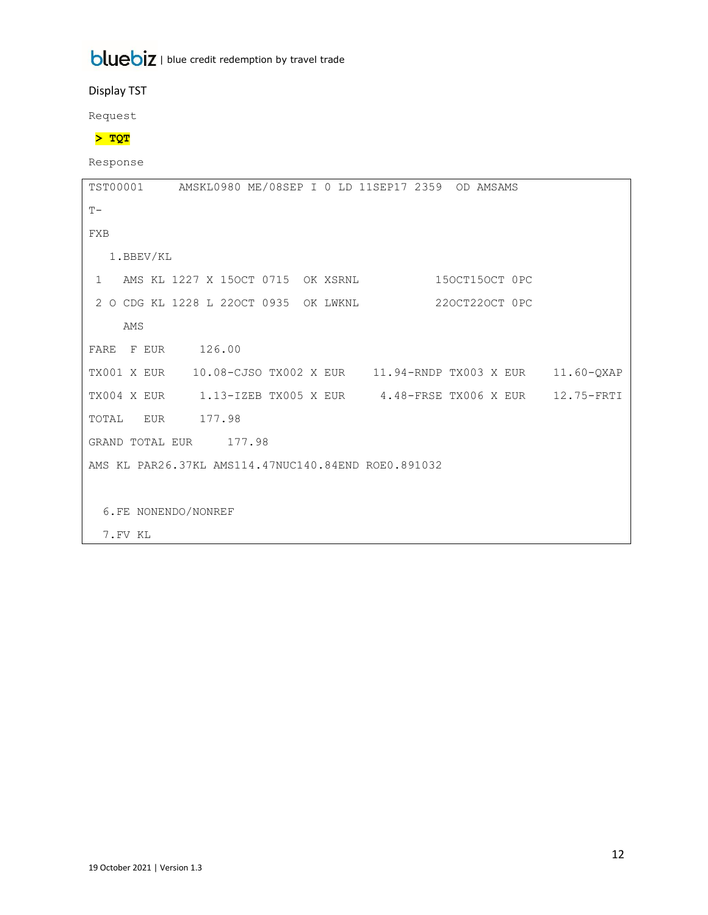Display TST

Request

**> TQT**

Response

```
TST00001     AMSKL0980 ME/08SEP I 0 LD 11SEP17 2359   OD AMSAMS
T-
FXB
   1.BBEV/KL
 1    AMS KL 1227 X 15OCT 0715  OK XSRNL          15OCT15OCT 0PC
 2 O CDG KL 1228 L 22OCT 0935  OK LWKNL          22OCT22OCT 0PC
     AMS
FARE  F EUR     126.00
TX001 X EUR    10.08-CJSO TX002 X EUR    11.94-RNDP TX003 X EUR    11.60-QXAP
TX004 X EUR     1.13-IZEB TX005 X EUR     4.48-FRSE TX006 X EUR    12.75-FRTI
TOTAL   EUR     177.98
GRAND TOTAL EUR     177.98
AMS KL PAR26.37KL AMS114.47NUC140.84END ROE0.891032

  6.FE NONENDO/NONREF
  7.FV KL
```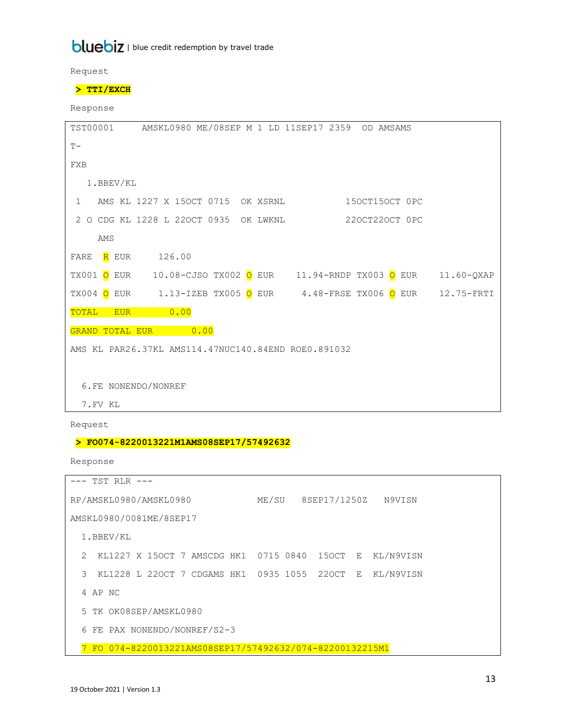Request

**> TTI/EXCH**

Response

```
TST00001     AMSKL0980 ME/08SEP M 1 LD 11SEP17 2359   OD AMSAMS
T-
FXB
   1.BBEV/KL
 1   AMS KL 1227 X 15OCT 0715   OK XSRNL          15OCT15OCT 0PC
 2 O CDG KL 1228 L 22OCT 0935   OK LWKNL          22OCT22OCT 0PC
     AMS
FARE  R EUR     126.00
TX001 O EUR    10.08-CJSO TX002 O EUR    11.94-RNDP TX003 O EUR    11.60-QXAP
TX004 O EUR     1.13-IZEB TX005 O EUR     4.48-FRSE TX006 O EUR    12.75-FRTI
TOTAL   EUR        0.00
GRAND TOTAL EUR        0.00
AMS KL PAR26.37KL AMS114.47NUC140.84END ROE0.891032


  6.FE NONENDO/NONREF
  7.FV KL
```

Request

**> FO074-8220013221M1AMS08SEP17/57492632**

Response

```
--- TST RLR ---
RP/AMSKL0980/AMSKL0980            ME/SU   8SEP17/1250Z   N9VISN
AMSKL0980/0081ME/8SEP17
  1.BBEV/KL
  2  KL1227 X 15OCT 7 AMSCDG HK1  0715 0840  15OCT  E  KL/N9VISN
  3  KL1228 L 22OCT 7 CDGAMS HK1  0935 1055  22OCT  E  KL/N9VISN
  4 AP NC
  5 TK OK08SEP/AMSKL0980
  6 FE PAX NONENDO/NONREF/S2-3
  7 FO 074-8220013221AMS08SEP17/57492632/074-82200132215M1
```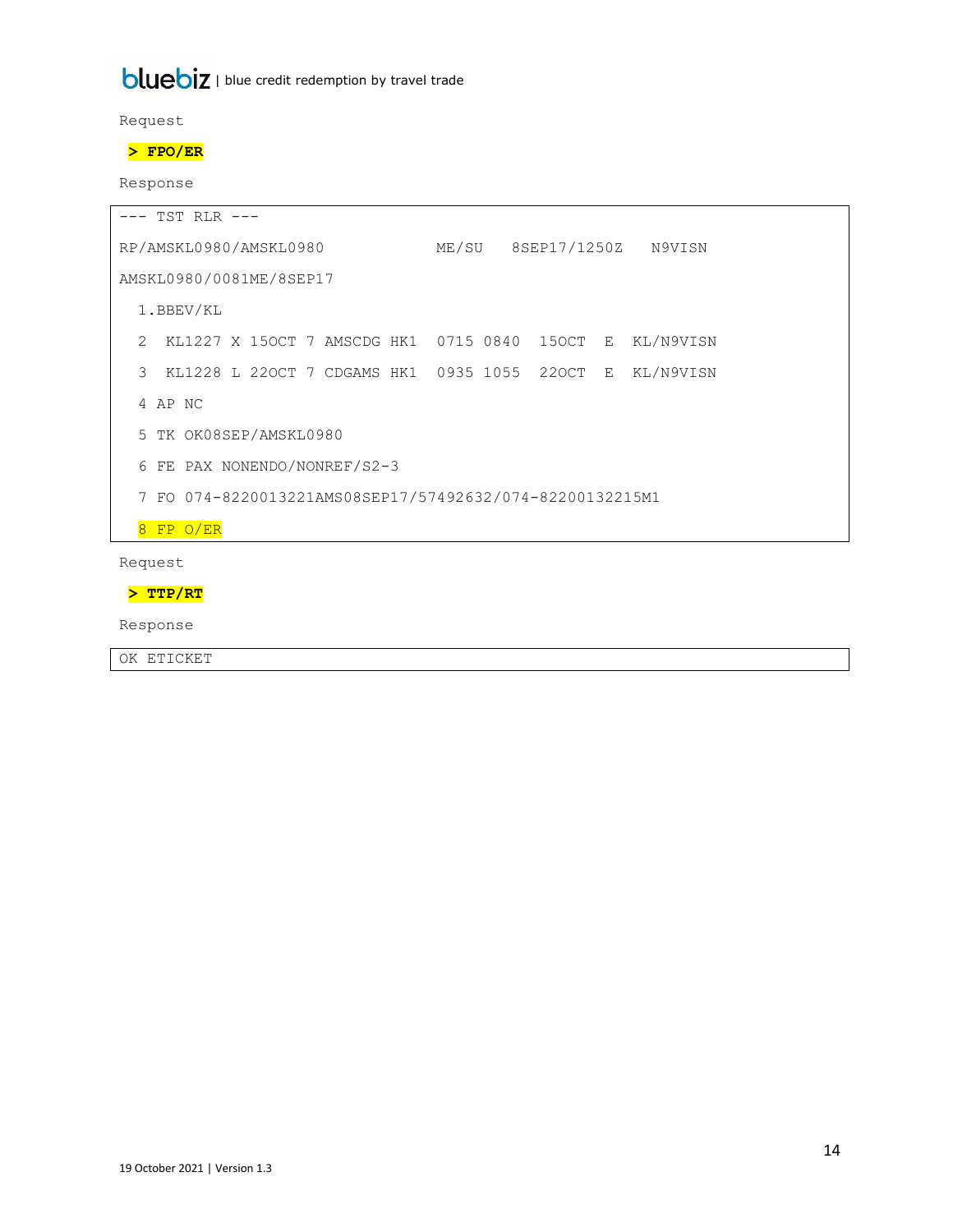Request

**> FPO/ER**

Response

```
--- TST RLR ---
RP/AMSKL0980/AMSKL0980            ME/SU   8SEP17/1250Z   N9VISN
AMSKL0980/0081ME/8SEP17
  1.BBEV/KL
  2  KL1227 X 15OCT 7 AMSCDG HK1  0715 0840  15OCT  E  KL/N9VISN
  3  KL1228 L 22OCT 7 CDGAMS HK1  0935 1055  22OCT  E  KL/N9VISN
  4 AP NC
  5 TK OK08SEP/AMSKL0980
  6 FE PAX NONENDO/NONREF/S2-3
  7 FO 074-8220013221AMS08SEP17/57492632/074-82200132215M1
  8 FP O/ER
```

Request

**> TTP/RT**

Response

```
OK ETICKET
```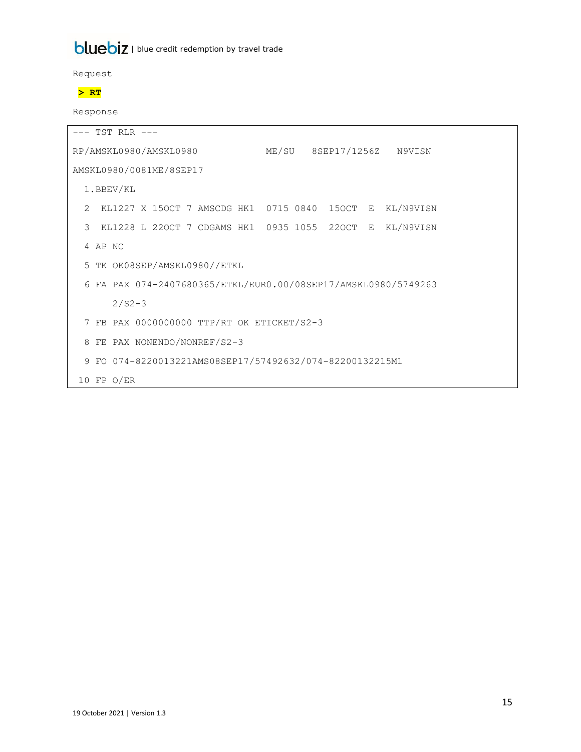Request

**> RT**

Response

```
--- TST RLR ---
RP/AMSKL0980/AMSKL0980            ME/SU   8SEP17/1256Z   N9VISN
AMSKL0980/0081ME/8SEP17
  1.BBEV/KL
  2  KL1227 X 15OCT 7 AMSCDG HK1  0715 0840  15OCT  E  KL/N9VISN
  3  KL1228 L 22OCT 7 CDGAMS HK1  0935 1055  22OCT  E  KL/N9VISN
  4 AP NC
  5 TK OK08SEP/AMSKL0980//ETKL
  6 FA PAX 074-2407680365/ETKL/EUR0.00/08SEP17/AMSKL0980/5749263
       2/S2-3
  7 FB PAX 0000000000 TTP/RT OK ETICKET/S2-3
  8 FE PAX NONENDO/NONREF/S2-3
  9 FO 074-8220013221AMS08SEP17/57492632/074-82200132215M1
 10 FP O/ER
```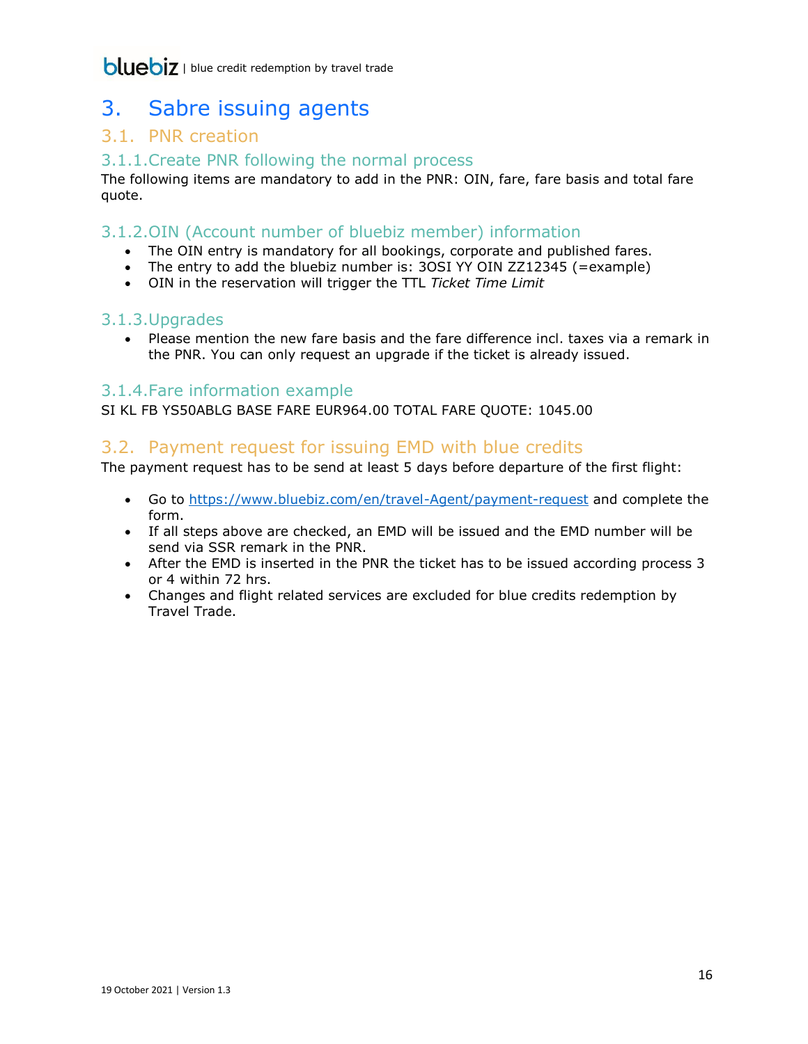# 3. Sabre issuing agents

## 3.1. PNR creation

### 3.1.1. Create PNR following the normal process

The following items are mandatory to add in the PNR: OIN, fare, fare basis and total fare quote.

### 3.1.2. OIN (Account number of bluebiz member) information

- The OIN entry is mandatory for all bookings, corporate and published fares.
- The entry to add the bluebiz number is: 3OSI YY OIN ZZ12345 (=example)
- OIN in the reservation will trigger the TTL *Ticket Time Limit*

### 3.1.3. Upgrades

- Please mention the new fare basis and the fare difference incl. taxes via a remark in the PNR. You can only request an upgrade if the ticket is already issued.

### 3.1.4. Fare information example

SI KL FB YS50ABLG BASE FARE EUR964.00 TOTAL FARE QUOTE: 1045.00

## 3.2. Payment request for issuing EMD with blue credits

The payment request has to be send at least 5 days before departure of the first flight:

- Go to [https://www.bluebiz.com/en/travel-Agent/payment-request](https://www.bluebiz.com/en/travel-Agent/payment-request) and complete the form.
- If all steps above are checked, an EMD will be issued and the EMD number will be send via SSR remark in the PNR.
- After the EMD is inserted in the PNR the ticket has to be issued according process 3 or 4 within 72 hrs.
- Changes and flight related services are excluded for blue credits redemption by Travel Trade.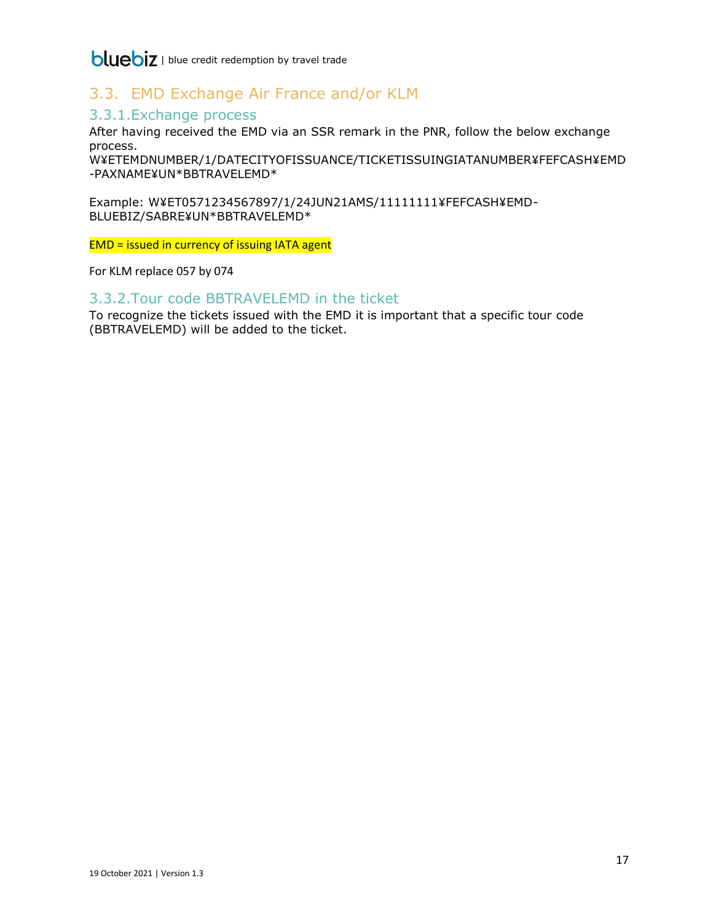## 3.3. EMD Exchange Air France and/or KLM

### 3.3.1. Exchange process

After having received the EMD via an SSR remark in the PNR, follow the below exchange process.
W¥ETEMDNUMBER/1/DATECITYOFISSUANCE/TICKETISSUINGIATANUMBER¥FEFCASH¥EMD-PAXNAME¥UN*BBTRAVELEMD*

Example: W¥ET0571234567897/1/24JUN21AMS/11111111¥FEFCASH¥EMD-BLUEBIZ/SABRE¥UN*BBTRAVELEMD*

EMD = issued in currency of issuing IATA agent

For KLM replace 057 by 074

### 3.3.2. Tour code BBTRAVELEMD in the ticket

To recognize the tickets issued with the EMD it is important that a specific tour code (BBTRAVELEMD) will be added to the ticket.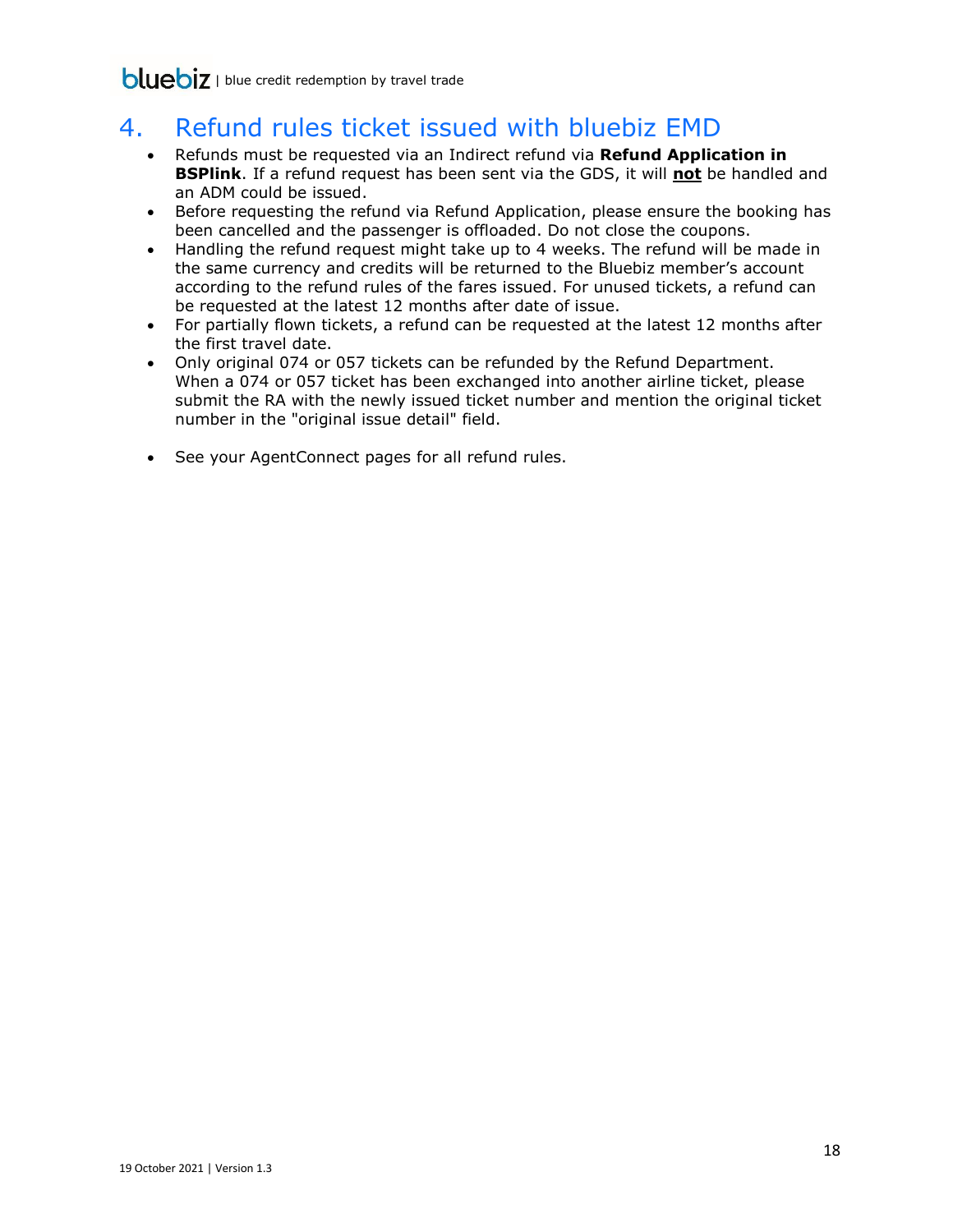# 4. Refund rules ticket issued with bluebiz EMD

- Refunds must be requested via an Indirect refund via **Refund Application in BSPlink**. If a refund request has been sent via the GDS, it will **<u>not</u>** be handled and an ADM could be issued.
- Before requesting the refund via Refund Application, please ensure the booking has been cancelled and the passenger is offloaded. Do not close the coupons.
- Handling the refund request might take up to 4 weeks. The refund will be made in the same currency and credits will be returned to the Bluebiz member's account according to the refund rules of the fares issued. For unused tickets, a refund can be requested at the latest 12 months after date of issue.
- For partially flown tickets, a refund can be requested at the latest 12 months after the first travel date.
- Only original 074 or 057 tickets can be refunded by the Refund Department. When a 074 or 057 ticket has been exchanged into another airline ticket, please submit the RA with the newly issued ticket number and mention the original ticket number in the "original issue detail" field.

- See your AgentConnect pages for all refund rules.